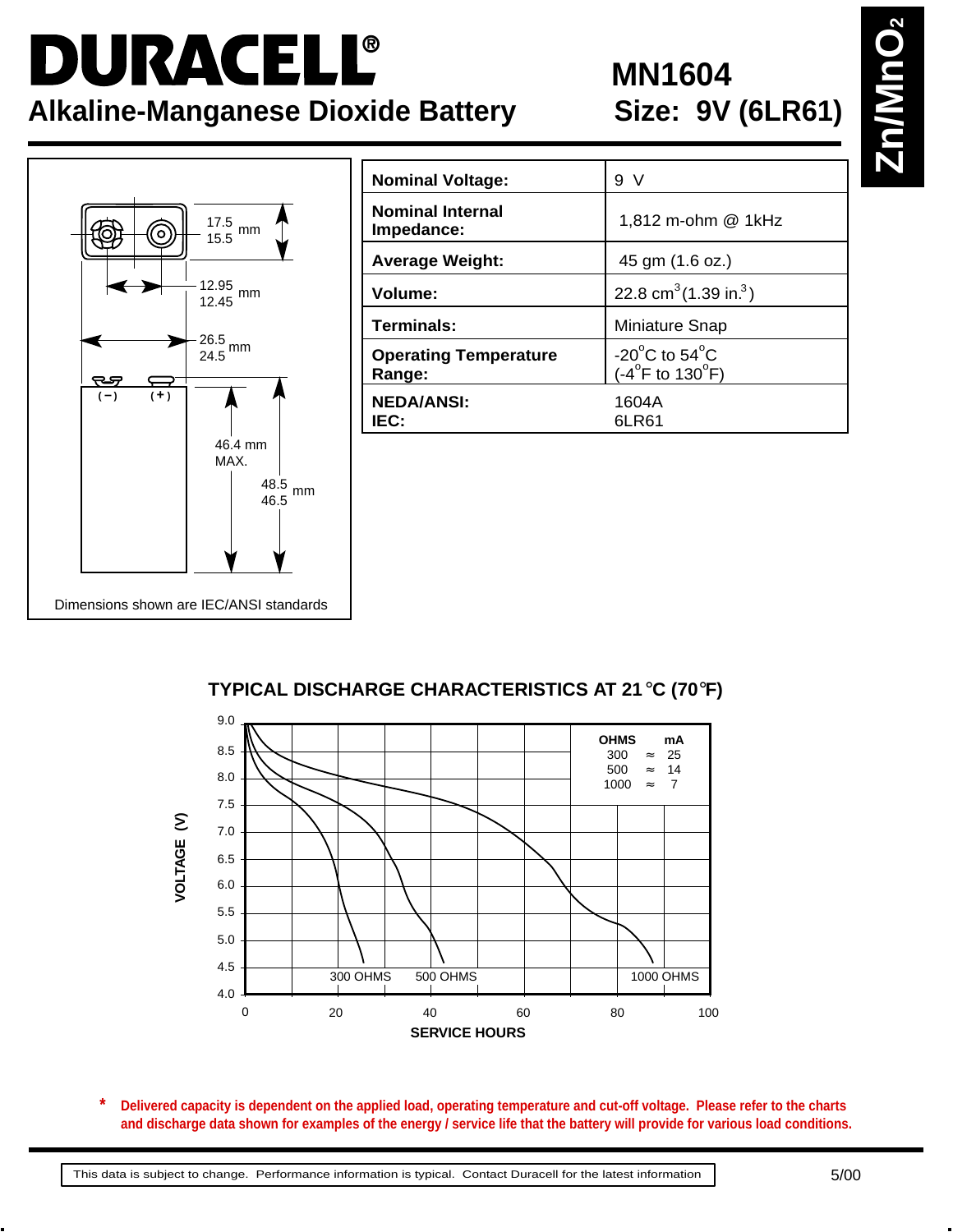# DURACELL®

## Alkaline-Manganese Diode Battery

**MN1604**
**Size: 9V (6LR61)**

$Zn/MnO_2$

Dimensions (IEC/ANSI standards):

- 17.5 / 15.5 mm
- 12.95 / 12.45 mm
- 26.5 / 24.5 mm
- 46.4 mm MAX.
- 48.5 / 46.5 mm

(−) (+)

Dimensions shown are IEC/ANSI standards

| | |
|---|---|
| **Nominal Voltage:** | 9 V |
| **Nominal Internal Impedance:** | 1,812 m-ohm @ 1kHz |
| **Average Weight:** | 45 gm (1.6 oz.) |
| **Volume:** | 22.8 $cm^3$ (1.39 $in.^3$) |
| **Terminals:** | Miniature Snap |
| **Operating Temperature Range:** | -20°C to 54°C (-4°F to 130°F) |
| **NEDA/ANSI:** **IEC:** | 1604A 6LR61 |

### TYPICAL DISCHARGE CHARACTERISTICS AT 21°C (70°F)

| OHMS | | mA |
|---|---|---|
| 300 | ≈ | 25 |
| 500 | ≈ | 14 |
| 1000 | ≈ | 7 |

VOLTAGE (V) vs. SERVICE HOURS — curves: 300 OHMS, 500 OHMS, 1000 OHMS

**\* Delivered capacity is dependent on the applied load, operating temperature and cut-off voltage. Please refer to the charts and discharge data shown for examples of the energy / service life that the battery will provide for various load conditions.**

This data is subject to change. Performance information is typical. Contact Duracell for the latest information

5/00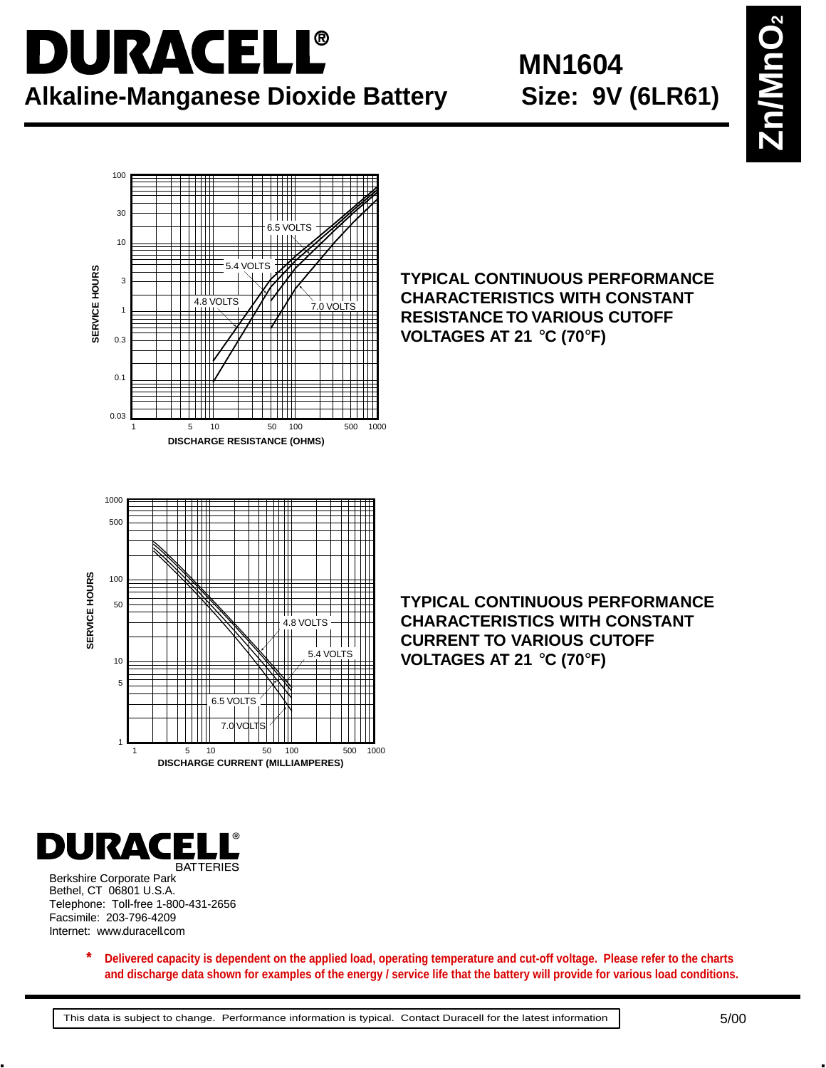# DURACELL®

## Alkaline-Manganese Dioxide Battery

## MN1604
## Size: 9V (6LR61)

$Zn/MnO_2$

SERVICE HOURS

100
30
10
3
1
0.3
0.1
0.03

6.5 VOLTS
5.4 VOLTS
4.8 VOLTS
7.0 VOLTS

1 5 10 50 100 500 1000

DISCHARGE RESISTANCE (OHMS)

**TYPICAL CONTINUOUS PERFORMANCE CHARACTERISTICS WITH CONSTANT RESISTANCE TO VARIOUS CUTOFF VOLTAGES AT 21 °C (70°F)**

SERVICE HOURS

1000
500
100
50
10
5
1

4.8 VOLTS
5.4 VOLTS
6.5 VOLTS
7.0 VOLTS

1 5 10 50 100 500 1000

DISCHARGE CURRENT (MILLIAMPERES)

**TYPICAL CONTINUOUS PERFORMANCE CHARACTERISTICS WITH CONSTANT CURRENT TO VARIOUS CUTOFF VOLTAGES AT 21 °C (70°F)**

DURACELL®
BATTERIES

Berkshire Corporate Park
Bethel, CT 06801 U.S.A.
Telephone: Toll-free 1-800-431-2656
Facsimile: 203-796-4209
Internet: www.duracell.com

**\* Delivered capacity is dependent on the applied load, operating temperature and cut-off voltage. Please refer to the charts and discharge data shown for examples of the energy / service life that the battery will provide for various load conditions.**

This data is subject to change. Performance information is typical. Contact Duracell for the latest information

5/00